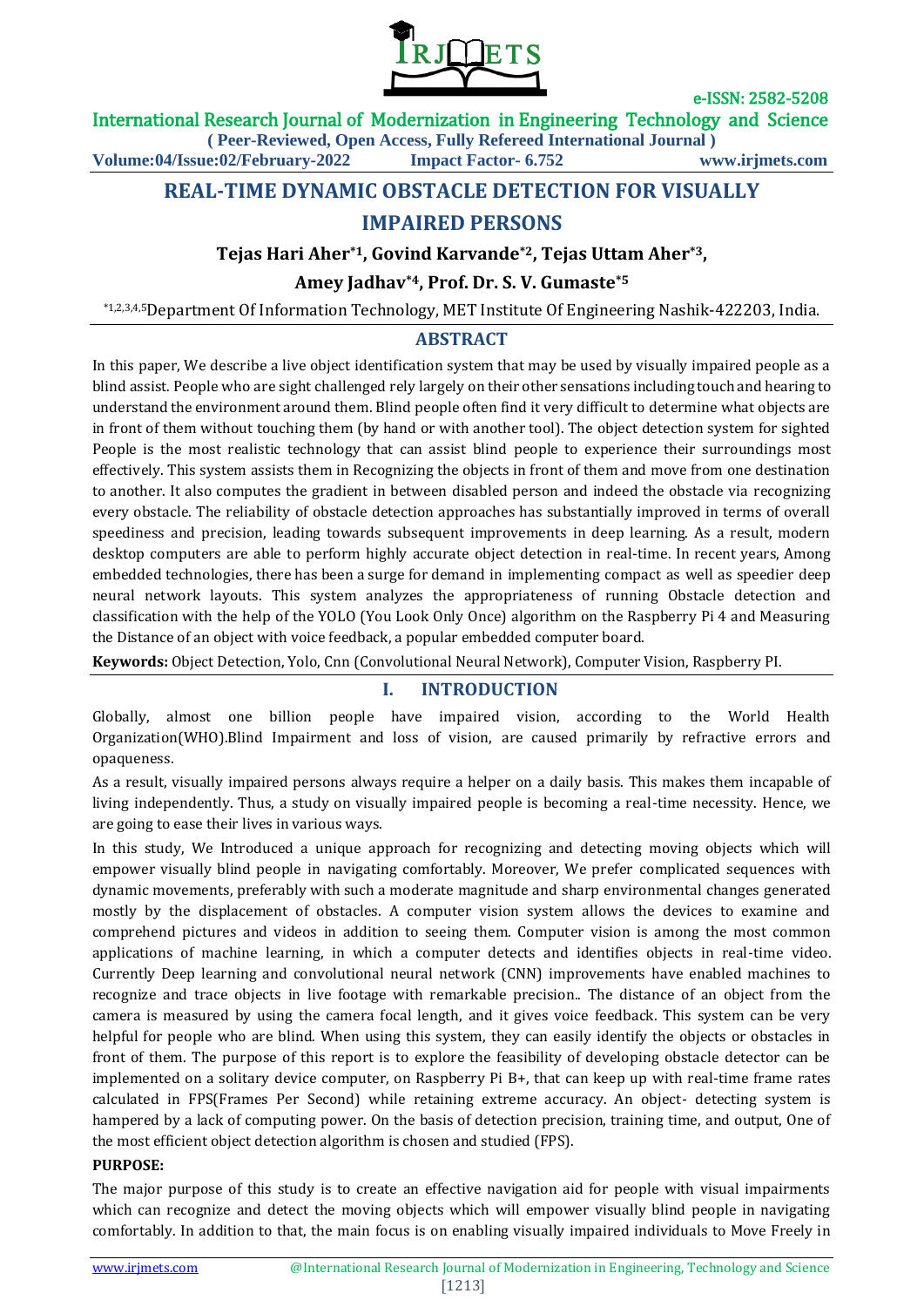# REAL-TIME DYNAMIC OBSTACLE DETECTION FOR VISUALLY IMPAIRED PERSONS

**Tejas Hari Aher[*1], Govind Karvande[*2], Tejas Uttam Aher[*3], Amey Jadhav[*4], Prof. Dr. S. V. Gumaste[*5]**

[*1,2,3,4,5]Department Of Information Technology, MET Institute Of Engineering Nashik-422203, India.

## ABSTRACT

In this paper, We describe a live object identification system that may be used by visually impaired people as a blind assist. People who are sight challenged rely largely on their other sensations including touch and hearing to understand the environment around them. Blind people often find it very difficult to determine what objects are in front of them without touching them (by hand or with another tool). The object detection system for sighted People is the most realistic technology that can assist blind people to experience their surroundings most effectively. This system assists them in Recognizing the objects in front of them and move from one destination to another. It also computes the gradient in between disabled person and indeed the obstacle via recognizing every obstacle. The reliability of obstacle detection approaches has substantially improved in terms of overall speediness and precision, leading towards subsequent improvements in deep learning. As a result, modern desktop computers are able to perform highly accurate object detection in real-time. In recent years, Among embedded technologies, there has been a surge for demand in implementing compact as well as speedier deep neural network layouts. This system analyzes the appropriateness of running Obstacle detection and classification with the help of the YOLO (You Look Only Once) algorithm on the Raspberry Pi 4 and Measuring the Distance of an object with voice feedback, a popular embedded computer board.

**Keywords:** Object Detection, Yolo, Cnn (Convolutional Neural Network), Computer Vision, Raspberry PI.

## I. INTRODUCTION

Globally, almost one billion people have impaired vision, according to the World Health Organization(WHO).Blind Impairment and loss of vision, are caused primarily by refractive errors and opaqueness.

As a result, visually impaired persons always require a helper on a daily basis. This makes them incapable of living independently. Thus, a study on visually impaired people is becoming a real-time necessity. Hence, we are going to ease their lives in various ways.

In this study, We Introduced a unique approach for recognizing and detecting moving objects which will empower visually blind people in navigating comfortably. Moreover, We prefer complicated sequences with dynamic movements, preferably with such a moderate magnitude and sharp environmental changes generated mostly by the displacement of obstacles. A computer vision system allows the devices to examine and comprehend pictures and videos in addition to seeing them. Computer vision is among the most common applications of machine learning, in which a computer detects and identifies objects in real-time video. Currently Deep learning and convolutional neural network (CNN) improvements have enabled machines to recognize and trace objects in live footage with remarkable precision.. The distance of an object from the camera is measured by using the camera focal length, and it gives voice feedback. This system can be very helpful for people who are blind. When using this system, they can easily identify the objects or obstacles in front of them. The purpose of this report is to explore the feasibility of developing obstacle detector can be implemented on a solitary device computer, on Raspberry Pi B+, that can keep up with real-time frame rates calculated in FPS(Frames Per Second) while retaining extreme accuracy. An object- detecting system is hampered by a lack of computing power. On the basis of detection precision, training time, and output, One of the most efficient object detection algorithm is chosen and studied (FPS).

**PURPOSE:**

The major purpose of this study is to create an effective navigation aid for people with visual impairments which can recognize and detect the moving objects which will empower visually blind people in navigating comfortably. In addition to that, the main focus is on enabling visually impaired individuals to Move Freely in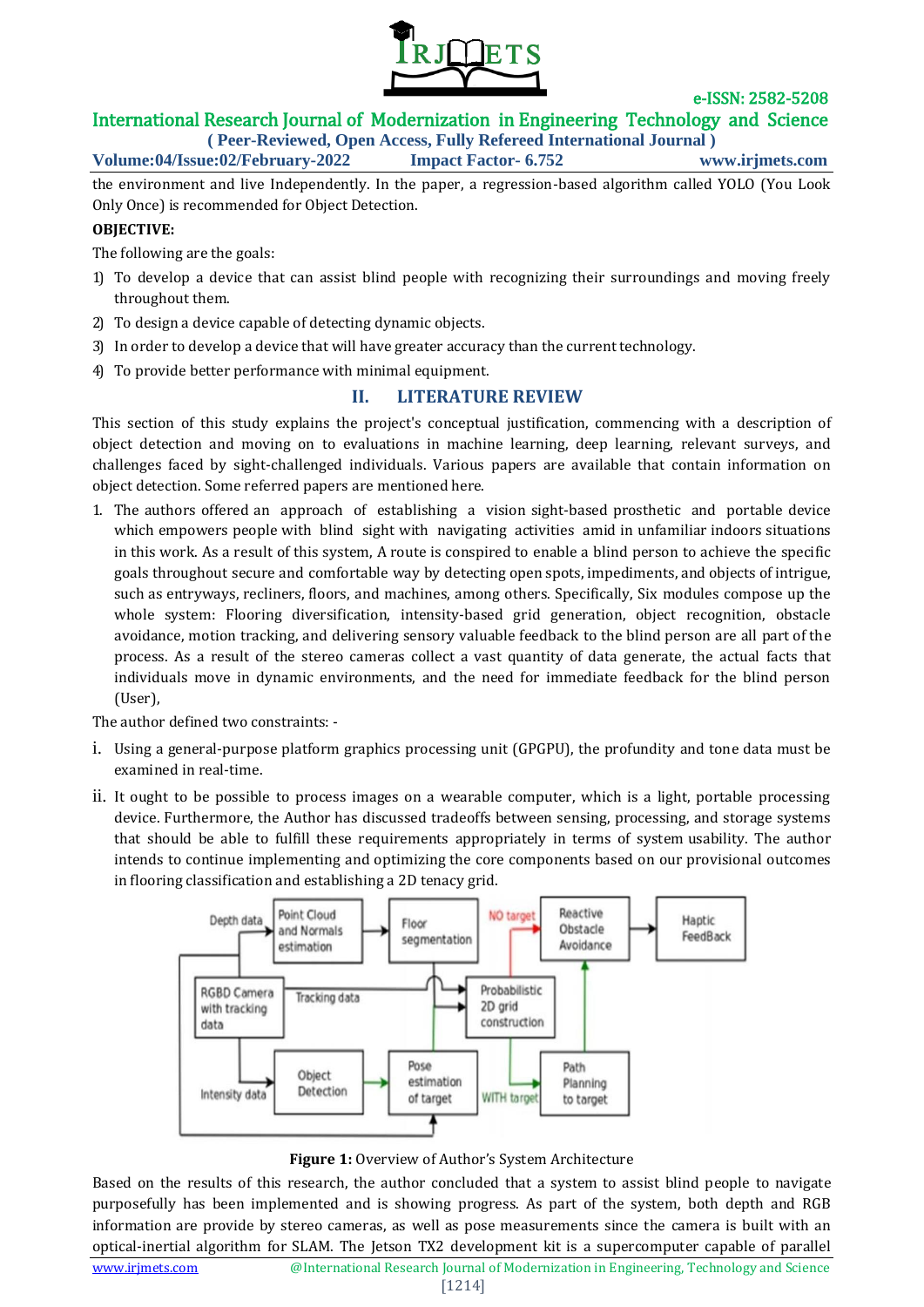the environment and live Independently. In the paper, a regression-based algorithm called YOLO (You Look Only Once) is recommended for Object Detection.

**OBJECTIVE:**

The following are the goals:

1) To develop a device that can assist blind people with recognizing their surroundings and moving freely throughout them.
2) To design a device capable of detecting dynamic objects.
3) In order to develop a device that will have greater accuracy than the current technology.
4) To provide better performance with minimal equipment.

## II. LITERATURE REVIEW

This section of this study explains the project's conceptual justification, commencing with a description of object detection and moving on to evaluations in machine learning, deep learning, relevant surveys, and challenges faced by sight-challenged individuals. Various papers are available that contain information on object detection. Some referred papers are mentioned here.

1. The authors offered an approach of establishing a vision sight-based prosthetic and portable device which empowers people with blind sight with navigating activities amid in unfamiliar indoors situations in this work. As a result of this system, A route is conspired to enable a blind person to achieve the specific goals throughout secure and comfortable way by detecting open spots, impediments, and objects of intrigue, such as entryways, recliners, floors, and machines, among others. Specifically, Six modules compose up the whole system: Flooring diversification, intensity-based grid generation, object recognition, obstacle avoidance, motion tracking, and delivering sensory valuable feedback to the blind person are all part of the process. As a result of the stereo cameras collect a vast quantity of data generate, the actual facts that individuals move in dynamic environments, and the need for immediate feedback for the blind person (User),

The author defined two constraints: -

i. Using a general-purpose platform graphics processing unit (GPGPU), the profundity and tone data must be examined in real-time.
ii. It ought to be possible to process images on a wearable computer, which is a light, portable processing device. Furthermore, the Author has discussed tradeoffs between sensing, processing, and storage systems that should be able to fulfill these requirements appropriately in terms of system usability. The author intends to continue implementing and optimizing the core components based on our provisional outcomes in flooring classification and establishing a 2D tenacy grid.

**Figure 1:** Overview of Author's System Architecture

Based on the results of this research, the author concluded that a system to assist blind people to navigate purposefully has been implemented and is showing progress. As part of the system, both depth and RGB information are provide by stereo cameras, as well as pose measurements since the camera is built with an optical-inertial algorithm for SLAM. The Jetson TX2 development kit is a supercomputer capable of parallel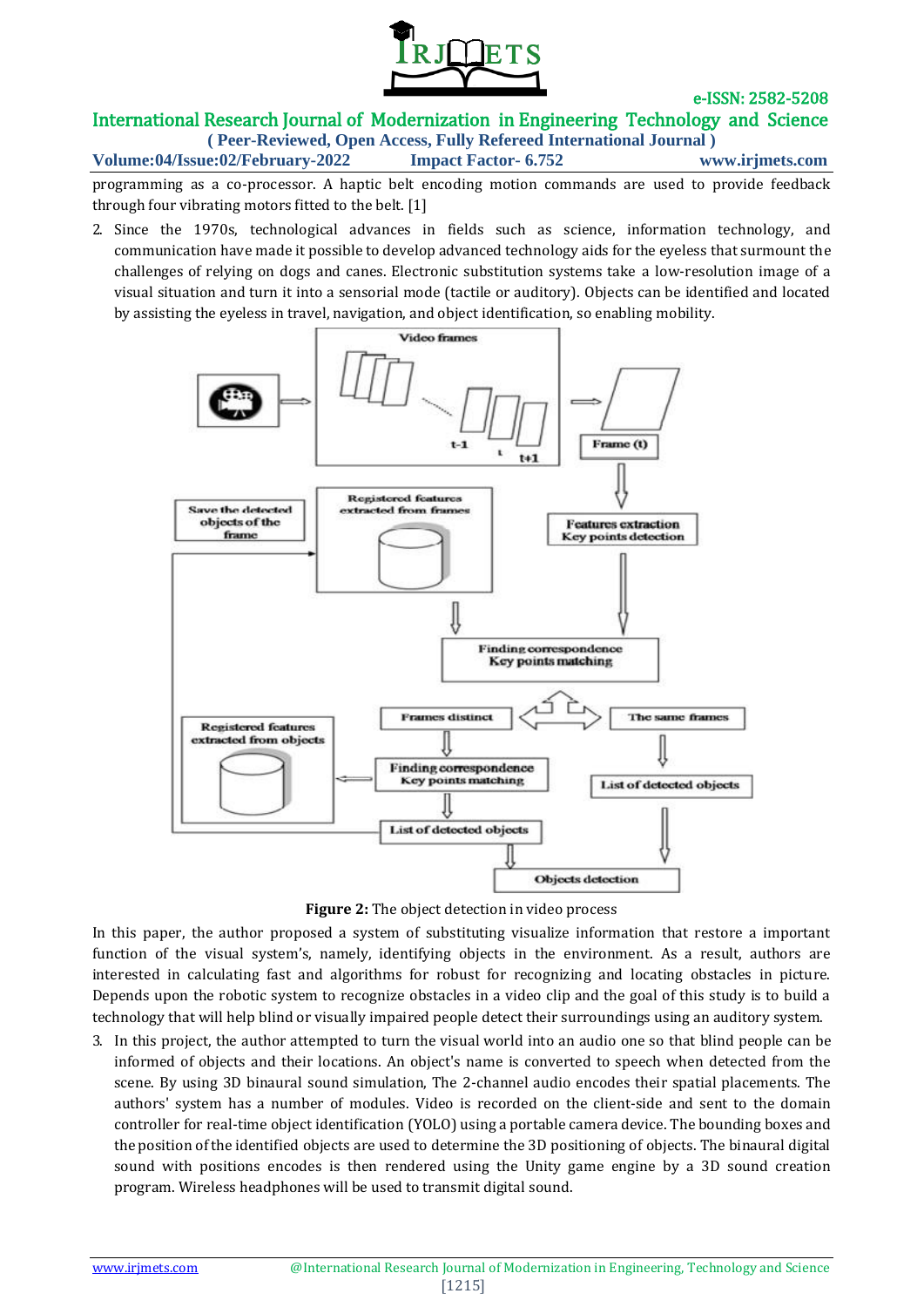programming as a co-processor. A haptic belt encoding motion commands are used to provide feedback through four vibrating motors fitted to the belt. [1]

2. Since the 1970s, technological advances in fields such as science, information technology, and communication have made it possible to develop advanced technology aids for the eyeless that surmount the challenges of relying on dogs and canes. Electronic substitution systems take a low-resolution image of a visual situation and turn it into a sensorial mode (tactile or auditory). Objects can be identified and located by assisting the eyeless in travel, navigation, and object identification, so enabling mobility.

**Figure 2:** The object detection in video process

In this paper, the author proposed a system of substituting visualize information that restore a important function of the visual system's, namely, identifying objects in the environment. As a result, authors are interested in calculating fast and algorithms for robust for recognizing and locating obstacles in picture. Depends upon the robotic system to recognize obstacles in a video clip and the goal of this study is to build a technology that will help blind or visually impaired people detect their surroundings using an auditory system.

3. In this project, the author attempted to turn the visual world into an audio one so that blind people can be informed of objects and their locations. An object's name is converted to speech when detected from the scene. By using 3D binaural sound simulation, The 2-channel audio encodes their spatial placements. The authors' system has a number of modules. Video is recorded on the client-side and sent to the domain controller for real-time object identification (YOLO) using a portable camera device. The bounding boxes and the position of the identified objects are used to determine the 3D positioning of objects. The binaural digital sound with positions encodes is then rendered using the Unity game engine by a 3D sound creation program. Wireless headphones will be used to transmit digital sound.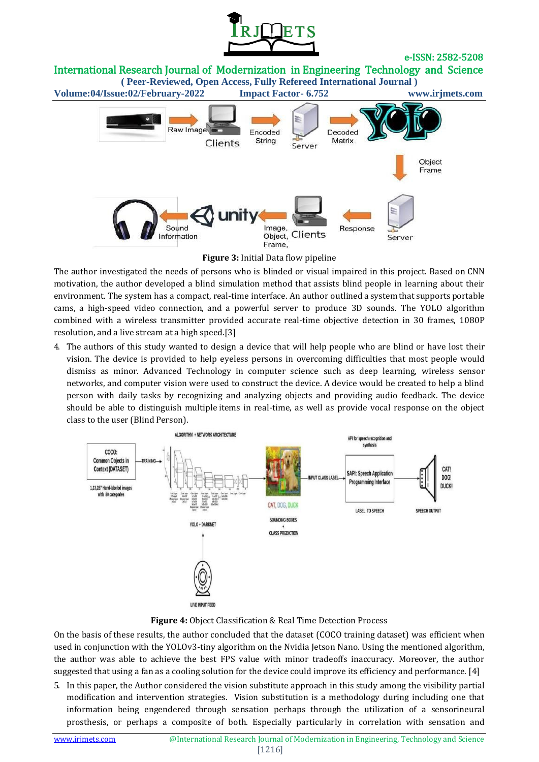Figure 3: Initial Data flow pipeline

The author investigated the needs of persons who is blinded or visual impaired in this project. Based on CNN motivation, the author developed a blind simulation method that assists blind people in learning about their environment. The system has a compact, real-time interface. An author outlined a system that supports portable cams, a high-speed video connection, and a powerful server to produce 3D sounds. The YOLO algorithm combined with a wireless transmitter provided accurate real-time objective detection in 30 frames, 1080P resolution, and a live stream at a high speed.[3]

4. The authors of this study wanted to design a device that will help people who are blind or have lost their vision. The device is provided to help eyeless persons in overcoming difficulties that most people would dismiss as minor. Advanced Technology in computer science such as deep learning, wireless sensor networks, and computer vision were used to construct the device. A device would be created to help a blind person with daily tasks by recognizing and analyzing objects and providing audio feedback. The device should be able to distinguish multiple items in real-time, as well as provide vocal response on the object class to the user (Blind Person).

Figure 4: Object Classification & Real Time Detection Process

On the basis of these results, the author concluded that the dataset (COCO training dataset) was efficient when used in conjunction with the YOLOv3-tiny algorithm on the Nvidia Jetson Nano. Using the mentioned algorithm, the author was able to achieve the best FPS value with minor tradeoffs inaccuracy. Moreover, the author suggested that using a fan as a cooling solution for the device could improve its efficiency and performance. [4]

5. In this paper, the Author considered the vision substitute approach in this study among the visibility partial modification and intervention strategies. Vision substitution is a methodology during including one that information being engendered through sensation perhaps through the utilization of a sensorineural prosthesis, or perhaps a composite of both. Especially particularly in correlation with sensation and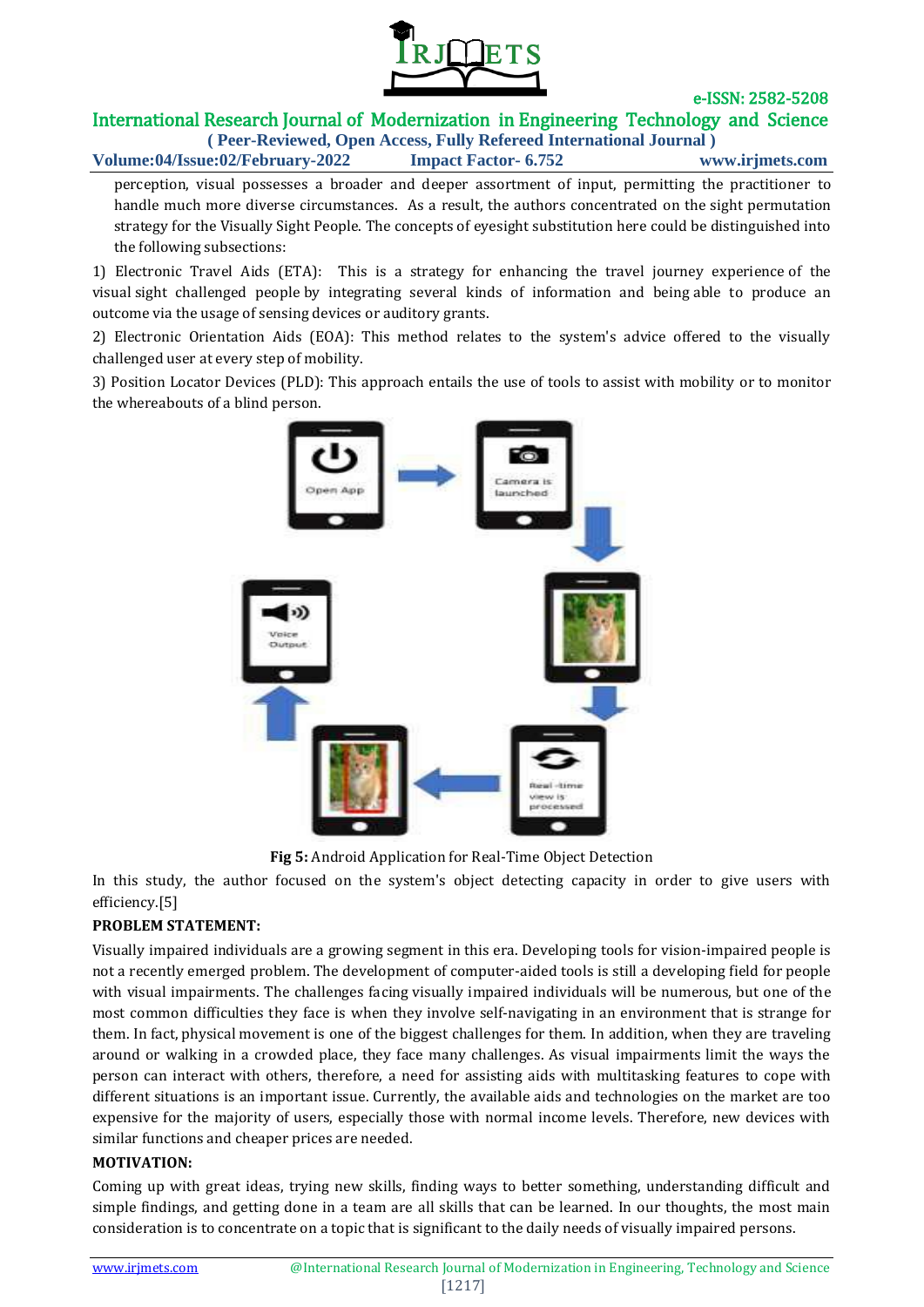perception, visual possesses a broader and deeper assortment of input, permitting the practitioner to handle much more diverse circumstances. As a result, the authors concentrated on the sight permutation strategy for the Visually Sight People. The concepts of eyesight substitution here could be distinguished into the following subsections:

1) Electronic Travel Aids (ETA): This is a strategy for enhancing the travel journey experience of the visual sight challenged people by integrating several kinds of information and being able to produce an outcome via the usage of sensing devices or auditory grants.

2) Electronic Orientation Aids (EOA): This method relates to the system's advice offered to the visually challenged user at every step of mobility.

3) Position Locator Devices (PLD): This approach entails the use of tools to assist with mobility or to monitor the whereabouts of a blind person.

**Fig 5:** Android Application for Real-Time Object Detection

In this study, the author focused on the system's object detecting capacity in order to give users with efficiency.[5]

**PROBLEM STATEMENT:**

Visually impaired individuals are a growing segment in this era. Developing tools for vision-impaired people is not a recently emerged problem. The development of computer-aided tools is still a developing field for people with visual impairments. The challenges facing visually impaired individuals will be numerous, but one of the most common difficulties they face is when they involve self-navigating in an environment that is strange for them. In fact, physical movement is one of the biggest challenges for them. In addition, when they are traveling around or walking in a crowded place, they face many challenges. As visual impairments limit the ways the person can interact with others, therefore, a need for assisting aids with multitasking features to cope with different situations is an important issue. Currently, the available aids and technologies on the market are too expensive for the majority of users, especially those with normal income levels. Therefore, new devices with similar functions and cheaper prices are needed.

**MOTIVATION:**

Coming up with great ideas, trying new skills, finding ways to better something, understanding difficult and simple findings, and getting done in a team are all skills that can be learned. In our thoughts, the most main consideration is to concentrate on a topic that is significant to the daily needs of visually impaired persons.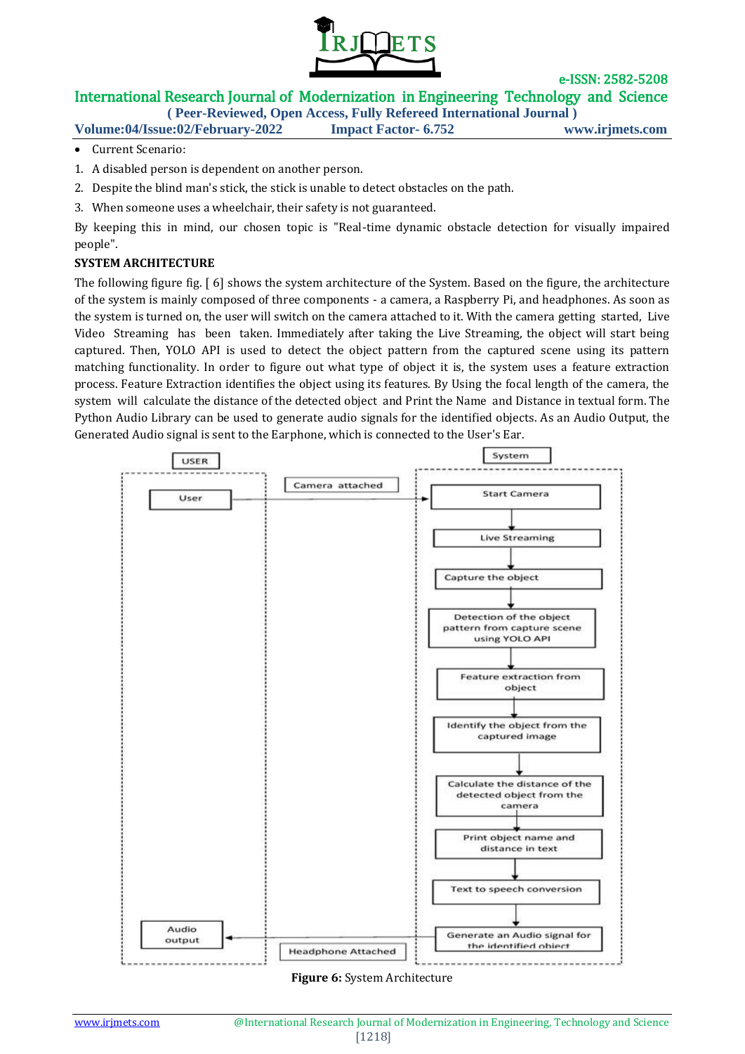- Current Scenario:

1. A disabled person is dependent on another person.
2. Despite the blind man's stick, the stick is unable to detect obstacles on the path.
3. When someone uses a wheelchair, their safety is not guaranteed.

By keeping this in mind, our chosen topic is "Real-time dynamic obstacle detection for visually impaired people".

**SYSTEM ARCHITECTURE**

The following figure fig. [ 6] shows the system architecture of the System. Based on the figure, the architecture of the system is mainly composed of three components - a camera, a Raspberry Pi, and headphones. As soon as the system is turned on, the user will switch on the camera attached to it. With the camera getting started, Live Video Streaming has been taken. Immediately after taking the Live Streaming, the object will start being captured. Then, YOLO API is used to detect the object pattern from the captured scene using its pattern matching functionality. In order to figure out what type of object it is, the system uses a feature extraction process. Feature Extraction identifies the object using its features. By Using the focal length of the camera, the system will calculate the distance of the detected object and Print the Name and Distance in textual form. The Python Audio Library can be used to generate audio signals for the identified objects. As an Audio Output, the Generated Audio signal is sent to the Earphone, which is connected to the User's Ear.

USER | System

User → Camera attached → Start Camera → Live Streaming → Capture the object → Detection of the object pattern from capture scene using YOLO API → Feature extraction from object → Identify the object from the captured image → Calculate the distance of the detected object from the camera → Print object name and distance in text → Text to speech conversion → Generate an Audio signal for the identified object → Headphone Attached → Audio output

**Figure 6:** System Architecture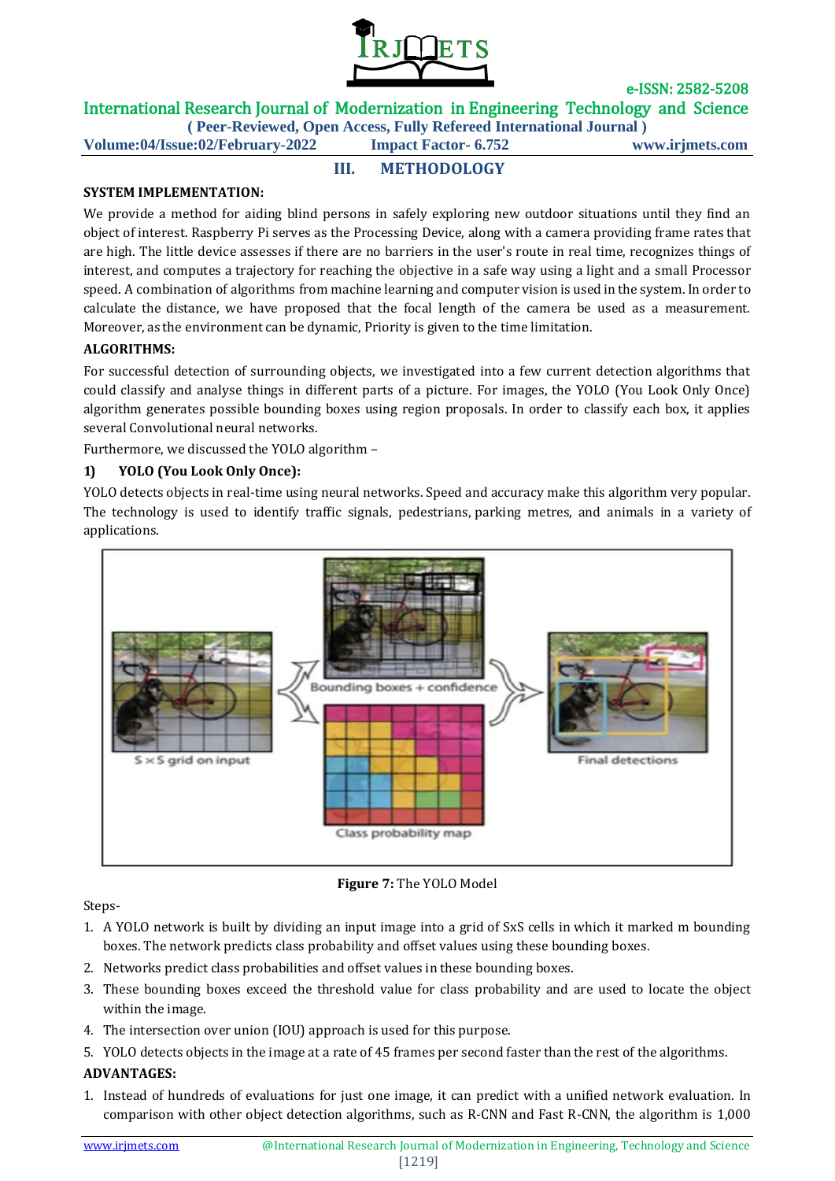## III. METHODOLOGY

**SYSTEM IMPLEMENTATION:**

We provide a method for aiding blind persons in safely exploring new outdoor situations until they find an object of interest. Raspberry Pi serves as the Processing Device, along with a camera providing frame rates that are high. The little device assesses if there are no barriers in the user's route in real time, recognizes things of interest, and computes a trajectory for reaching the objective in a safe way using a light and a small Processor speed. A combination of algorithms from machine learning and computer vision is used in the system. In order to calculate the distance, we have proposed that the focal length of the camera be used as a measurement. Moreover, as the environment can be dynamic, Priority is given to the time limitation.

**ALGORITHMS:**

For successful detection of surrounding objects, we investigated into a few current detection algorithms that could classify and analyse things in different parts of a picture. For images, the YOLO (You Look Only Once) algorithm generates possible bounding boxes using region proposals. In order to classify each box, it applies several Convolutional neural networks.

Furthermore, we discussed the YOLO algorithm –

**1) YOLO (You Look Only Once):**

YOLO detects objects in real-time using neural networks. Speed and accuracy make this algorithm very popular. The technology is used to identify traffic signals, pedestrians, parking metres, and animals in a variety of applications.

**Figure 7:** The YOLO Model

Steps-

1. A YOLO network is built by dividing an input image into a grid of SxS cells in which it marked m bounding boxes. The network predicts class probability and offset values using these bounding boxes.
2. Networks predict class probabilities and offset values in these bounding boxes.
3. These bounding boxes exceed the threshold value for class probability and are used to locate the object within the image.
4. The intersection over union (IOU) approach is used for this purpose.
5. YOLO detects objects in the image at a rate of 45 frames per second faster than the rest of the algorithms.

**ADVANTAGES:**

1. Instead of hundreds of evaluations for just one image, it can predict with a unified network evaluation. In comparison with other object detection algorithms, such as R-CNN and Fast R-CNN, the algorithm is 1,000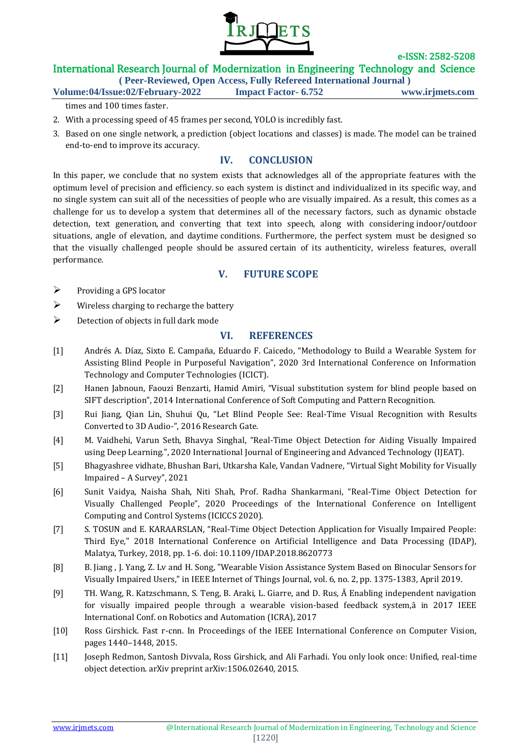times and 100 times faster.

2. With a processing speed of 45 frames per second, YOLO is incredibly fast.
3. Based on one single network, a prediction (object locations and classes) is made. The model can be trained end-to-end to improve its accuracy.

## IV. CONCLUSION

In this paper, we conclude that no system exists that acknowledges all of the appropriate features with the optimum level of precision and efficiency. so each system is distinct and individualized in its specific way, and no single system can suit all of the necessities of people who are visually impaired. As a result, this comes as a challenge for us to develop a system that determines all of the necessary factors, such as dynamic obstacle detection, text generation, and converting that text into speech, along with considering indoor/outdoor situations, angle of elevation, and daytime conditions. Furthermore, the perfect system must be designed so that the visually challenged people should be assured certain of its authenticity, wireless features, overall performance.

## V. FUTURE SCOPE

- Providing a GPS locator
- Wireless charging to recharge the battery
- Detection of objects in full dark mode

## VI. REFERENCES

[1] Andrés A. Díaz, Sixto E. Campaña, Eduardo F. Caicedo, “Methodology to Build a Wearable System for Assisting Blind People in Purposeful Navigation”, 2020 3rd International Conference on Information Technology and Computer Technologies (ICICT).

[2] Hanen Jabnoun, Faouzi Benzarti, Hamid Amiri, “Visual substitution system for blind people based on SIFT description”, 2014 International Conference of Soft Computing and Pattern Recognition.

[3] Rui Jiang, Qian Lin, Shuhui Qu, “Let Blind People See: Real-Time Visual Recognition with Results Converted to 3D Audio-”, 2016 Research Gate.

[4] M. Vaidhehi, Varun Seth, Bhavya Singhal, “Real-Time Object Detection for Aiding Visually Impaired using Deep Learning.”, 2020 International Journal of Engineering and Advanced Technology (IJEAT).

[5] Bhagyashree vidhate, Bhushan Bari, Utkarsha Kale, Vandan Vadnere, “Virtual Sight Mobility for Visually Impaired – A Survey”, 2021

[6] Sunit Vaidya, Naisha Shah, Niti Shah, Prof. Radha Shankarmani, “Real-Time Object Detection for Visually Challenged People”, 2020 Proceedings of the International Conference on Intelligent Computing and Control Systems (ICICCS 2020).

[7] S. TOSUN and E. KARAARSLAN, “Real-Time Object Detection Application for Visually Impaired People: Third Eye," 2018 International Conference on Artificial Intelligence and Data Processing (IDAP), Malatya, Turkey, 2018, pp. 1-6. doi: 10.1109/IDAP.2018.8620773

[8] B. Jiang , J. Yang, Z. Lv and H. Song, "Wearable Vision Assistance System Based on Binocular Sensors for Visually Impaired Users," in IEEE Internet of Things Journal, vol. 6, no. 2, pp. 1375-1383, April 2019.

[9] TH. Wang, R. Katzschmann, S. Teng, B. Araki, L. Giarre, and D. Rus, Ã Enabling independent navigation for visually impaired people through a wearable vision-based feedback system,ã in 2017 IEEE International Conf. on Robotics and Automation (ICRA), 2017

[10] Ross Girshick. Fast r-cnn. In Proceedings of the IEEE International Conference on Computer Vision, pages 1440–1448, 2015.

[11] Joseph Redmon, Santosh Divvala, Ross Girshick, and Ali Farhadi. You only look once: Unified, real-time object detection. arXiv preprint arXiv:1506.02640, 2015.